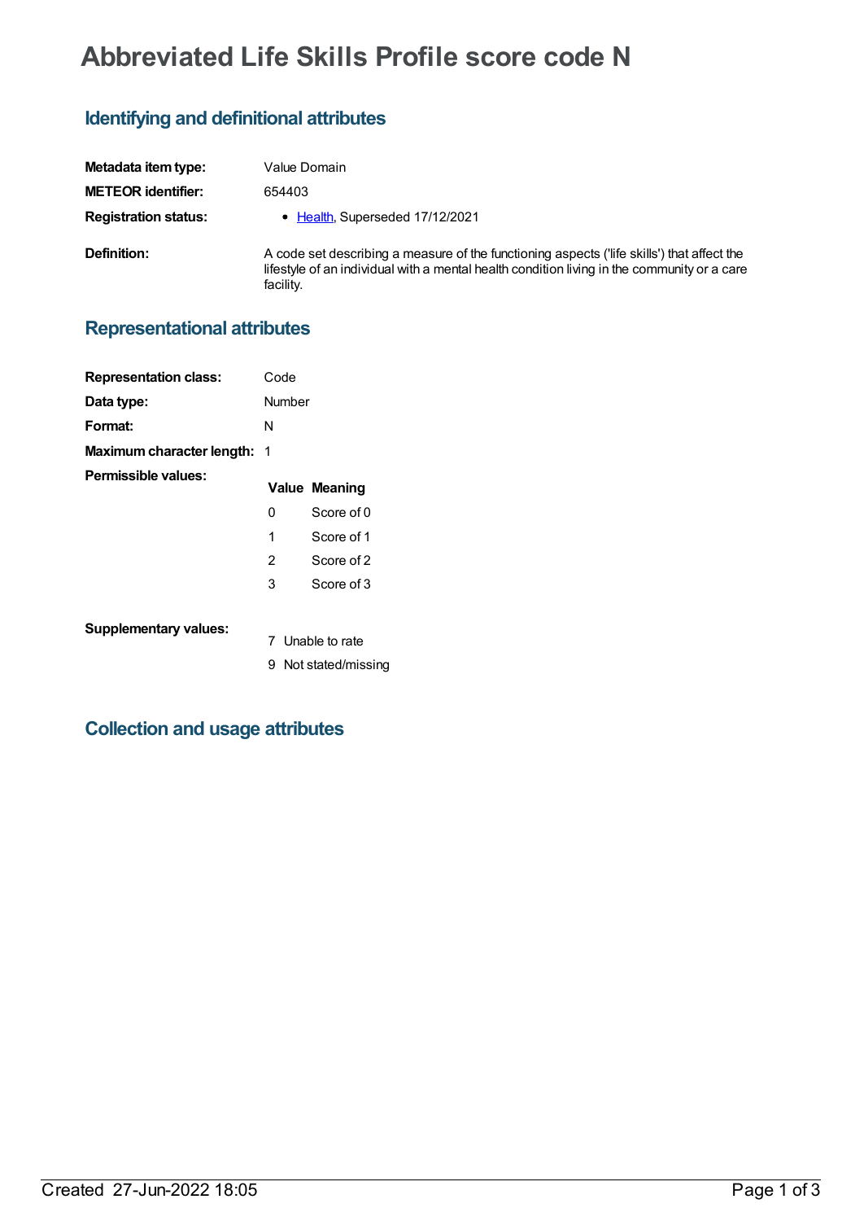# Abbreviated Life Skills Profile score code N

## Identifying and definitional attributes

| | |
|---|---|
| **Metadata item type:** | Value Domain |
| **METEOR identifier:** | 654403 |
| **Registration status:** | • Health, Superseded 17/12/2021 |
| **Definition:** | A code set describing a measure of the functioning aspects ('life skills') that affect the lifestyle of an individual with a mental health condition living in the community or a care facility. |

## Representational attributes

| | |
|---|---|
| **Representation class:** | Code |
| **Data type:** | Number |
| **Format:** | N |
| **Maximum character length:** | 1 |

**Permissible values:**

| Value | Meaning |
|---|---|
| 0 | Score of 0 |
| 1 | Score of 1 |
| 2 | Score of 2 |
| 3 | Score of 3 |

**Supplementary values:**

| Value | Meaning |
|---|---|
| 7 | Unable to rate |
| 9 | Not stated/missing |

## Collection and usage attributes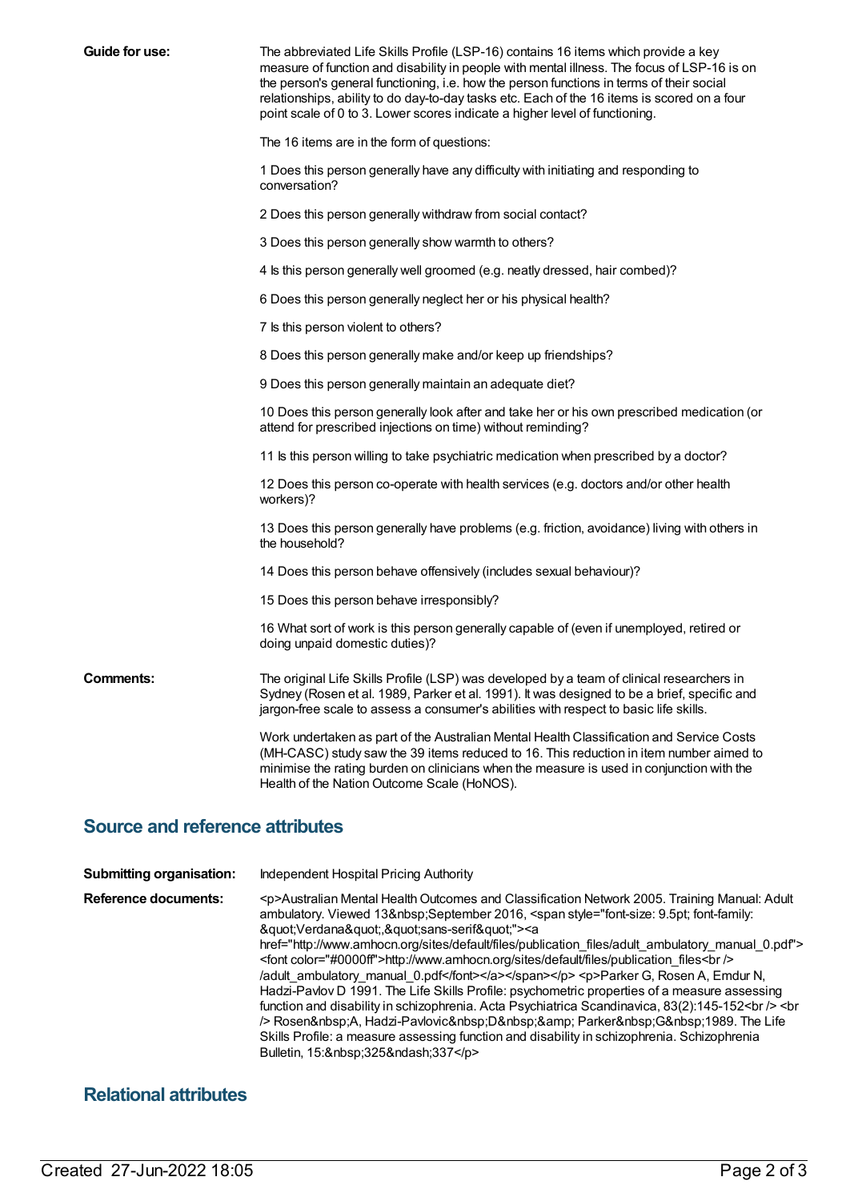**Guide for use:** The abbreviated Life Skills Profile (LSP-16) contains 16 items which provide a key measure of function and disability in people with mental illness. The focus of LSP-16 is on the person's general functioning, i.e. how the person functions in terms of their social relationships, ability to do day-to-day tasks etc. Each of the 16 items is scored on a four point scale of 0 to 3. Lower scores indicate a higher level of functioning.

The 16 items are in the form of questions:

1 Does this person generally have any difficulty with initiating and responding to conversation?

2 Does this person generally withdraw from social contact?

3 Does this person generally show warmth to others?

4 Is this person generally well groomed (e.g. neatly dressed, hair combed)?

6 Does this person generally neglect her or his physical health?

7 Is this person violent to others?

8 Does this person generally make and/or keep up friendships?

9 Does this person generally maintain an adequate diet?

10 Does this person generally look after and take her or his own prescribed medication (or attend for prescribed injections on time) without reminding?

11 Is this person willing to take psychiatric medication when prescribed by a doctor?

12 Does this person co-operate with health services (e.g. doctors and/or other health workers)?

13 Does this person generally have problems (e.g. friction, avoidance) living with others in the household?

14 Does this person behave offensively (includes sexual behaviour)?

15 Does this person behave irresponsibly?

16 What sort of work is this person generally capable of (even if unemployed, retired or doing unpaid domestic duties)?

**Comments:** The original Life Skills Profile (LSP) was developed by a team of clinical researchers in Sydney (Rosen et al. 1989, Parker et al. 1991). It was designed to be a brief, specific and jargon-free scale to assess a consumer's abilities with respect to basic life skills.

Work undertaken as part of the Australian Mental Health Classification and Service Costs (MH-CASC) study saw the 39 items reduced to 16. This reduction in item number aimed to minimise the rating burden on clinicians when the measure is used in conjunction with the Health of the Nation Outcome Scale (HoNOS).

## Source and reference attributes

**Submitting organisation:** Independent Hospital Pricing Authority

**Reference documents:** <p>Australian Mental Health Outcomes and Classification Network 2005. Training Manual: Adult ambulatory. Viewed 13&nbsp;September 2016, <span style="font-size: 9.5pt; font-family: &quot;Verdana&quot;,&quot;sans-serif&quot;"><a href="http://www.amhocn.org/sites/default/files/publication_files/adult_ambulatory_manual_0.pdf"><font color="#0000ff">http://www.amhocn.org/sites/default/files/publication_files<br />/adult_ambulatory_manual_0.pdf</font></a></span></p> <p>Parker G, Rosen A, Emdur N, Hadzi-Pavlov D 1991. The Life Skills Profile: psychometric properties of a measure assessing function and disability in schizophrenia. Acta Psychiatrica Scandinavica, 83(2):145-152<br /> <br /> Rosen&nbsp;A, Hadzi-Pavlovic&nbsp;D&nbsp;&amp; Parker&nbsp;G&nbsp;1989. The Life Skills Profile: a measure assessing function and disability in schizophrenia. Schizophrenia Bulletin, 15:&nbsp;325&ndash;337</p>

## Relational attributes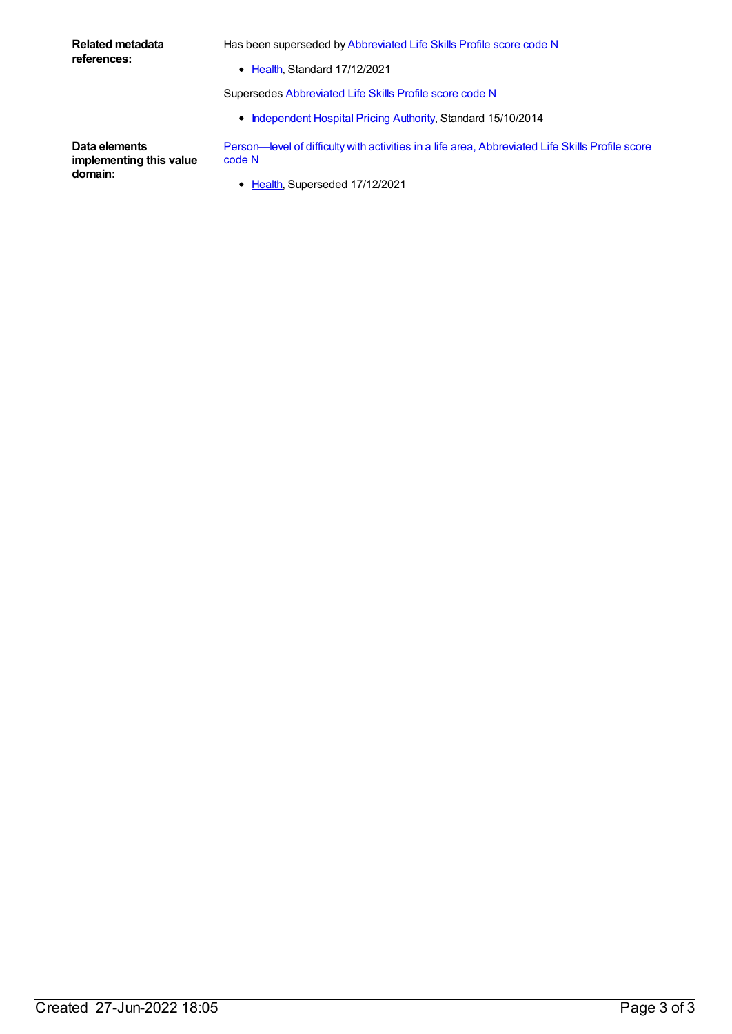**Related metadata references:**

Has been superseded by Abbreviated Life Skills Profile score code N

- Health, Standard 17/12/2021

Supersedes Abbreviated Life Skills Profile score code N

- Independent Hospital Pricing Authority, Standard 15/10/2014

**Data elements implementing this value domain:**

Person—level of difficulty with activities in a life area, Abbreviated Life Skills Profile score code N

- Health, Superseded 17/12/2021